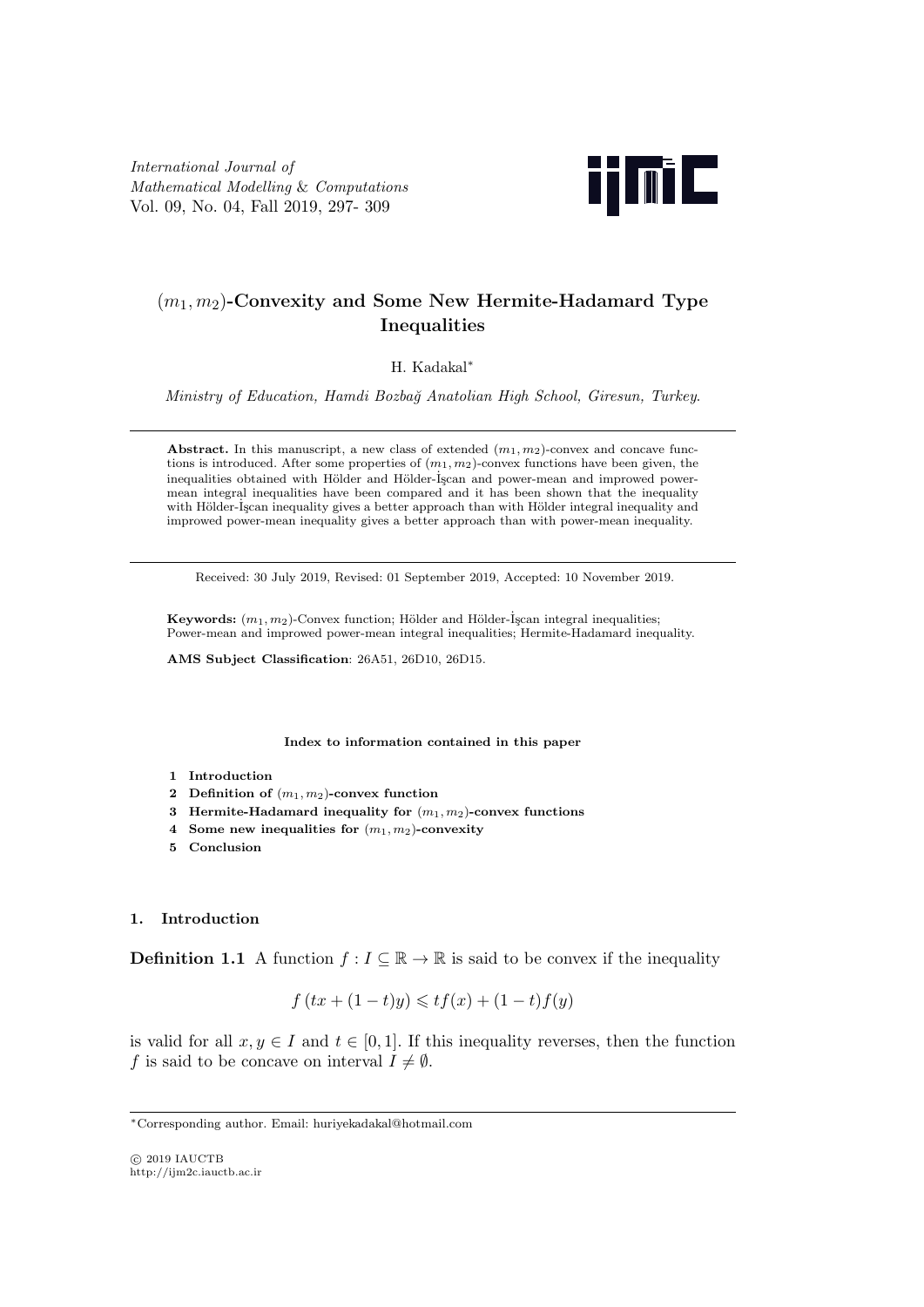# $(m_1, m_2)$-Convexity and Some New Hermite-Hadamard Type Inequalities

H. Kadakal[*]

*Ministry of Education, Hamdi Bozbağ Anatolian High School, Giresun, Turkey.*

---

**Abstract.** In this manuscript, a new class of extended $(m_1, m_2)$-convex and concave functions is introduced. After some properties of $(m_1, m_2)$-convex functions have been given, the inequalities obtained with Hölder and Hölder-İşcan and power-mean and improwed power-mean integral inequalities have been compared and it has been shown that the inequality with Hölder-İşcan inequality gives a better approach than with Hölder integral inequality and improwed power-mean inequality gives a better approach than with power-mean inequality.

---

Received: 30 July 2019, Revised: 01 September 2019, Accepted: 10 November 2019.

**Keywords:** $(m_1, m_2)$-Convex function; Hölder and Hölder-İşcan integral inequalities; Power-mean and improwed power-mean integral inequalities; Hermite-Hadamard inequality.

**AMS Subject Classification**: 26A51, 26D10, 26D15.

**Index to information contained in this paper**

1. **Introduction**
2. **Definition of $(m_1, m_2)$-convex function**
3. **Hermite-Hadamard inequality for $(m_1, m_2)$-convex functions**
4. **Some new inequalities for $(m_1, m_2)$-convexity**
5. **Conclusion**

## 1. Introduction

**Definition 1.1** A function $f : I \subseteq \mathbb{R} \to \mathbb{R}$ is said to be convex if the inequality

$$f(tx + (1-t)y) \leqslant tf(x) + (1-t)f(y)$$

is valid for all $x, y \in I$ and $t \in [0, 1]$. If this inequality reverses, then the function $f$ is said to be concave on interval $I \neq \emptyset$.

---

[*] Corresponding author. Email: huriyekadakal@hotmail.com

© 2019 IAUCTB
http://ijm2c.iauctb.ac.ir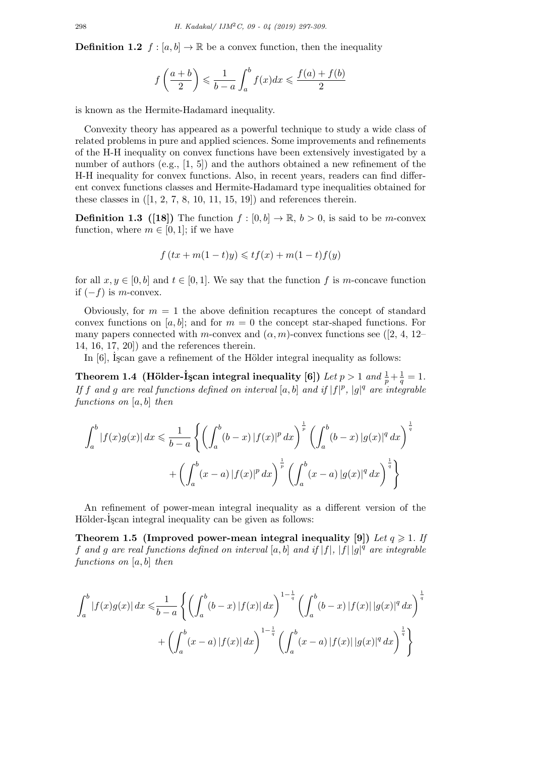**Definition 1.2** $f : [a, b] \to \mathbb{R}$ be a convex function, then the inequality

$$f\left(\frac{a+b}{2}\right) \leqslant \frac{1}{b-a}\int_a^b f(x)dx \leqslant \frac{f(a)+f(b)}{2}$$

is known as the Hermite-Hadamard inequality.

Convexity theory has appeared as a powerful technique to study a wide class of related problems in pure and applied sciences. Some improvements and refinements of the H-H inequality on convex functions have been extensively investigated by a number of authors (e.g., [1, 5]) and the authors obtained a new refinement of the H-H inequality for convex functions. Also, in recent years, readers can find different convex functions classes and Hermite-Hadamard type inequalities obtained for these classes in ([1, 2, 7, 8, 10, 11, 15, 19]) and references therein.

**Definition 1.3 ([18])** The function $f : [0, b] \to \mathbb{R}$, $b > 0$, is said to be $m$-convex function, where $m \in [0, 1]$; if we have

$$f\left(tx + m(1-t)y\right) \leqslant tf(x) + m(1-t)f(y)$$

for all $x, y \in [0, b]$ and $t \in [0, 1]$. We say that the function $f$ is $m$-concave function if $(-f)$ is $m$-convex.

Obviously, for $m = 1$ the above definition recaptures the concept of standard convex functions on $[a, b]$; and for $m = 0$ the concept star-shaped functions. For many papers connected with $m$-convex and $(\alpha, m)$-convex functions see ([2, 4, 12–14, 16, 17, 20]) and the references therein.

In [6], İşcan gave a refinement of the Hölder integral inequality as follows:

**Theorem 1.4 (Hölder-İşcan integral inequality [6])** *Let $p > 1$ and $\frac{1}{p} + \frac{1}{q} = 1$. If $f$ and $g$ are real functions defined on interval $[a, b]$ and if $|f|^p$, $|g|^q$ are integrable functions on $[a, b]$ then*

$$\int_a^b |f(x)g(x)|\,dx \leqslant \frac{1}{b-a}\left\{\left(\int_a^b (b-x)\,|f(x)|^p\,dx\right)^{\frac{1}{p}}\left(\int_a^b (b-x)\,|g(x)|^q\,dx\right)^{\frac{1}{q}} + \left(\int_a^b (x-a)\,|f(x)|^p\,dx\right)^{\frac{1}{p}}\left(\int_a^b (x-a)\,|g(x)|^q\,dx\right)^{\frac{1}{q}}\right\}$$

An refinement of power-mean integral inequality as a different version of the Hölder-İşcan integral inequality can be given as follows:

**Theorem 1.5 (Improved power-mean integral inequality [9])** *Let $q \geqslant 1$. If $f$ and $g$ are real functions defined on interval $[a, b]$ and if $|f|$, $|f|\,|g|^q$ are integrable functions on $[a, b]$ then*

$$\int_a^b |f(x)g(x)|\,dx \leqslant \frac{1}{b-a}\left\{\left(\int_a^b (b-x)\,|f(x)|\,dx\right)^{1-\frac{1}{q}}\left(\int_a^b (b-x)\,|f(x)|\,|g(x)|^q\,dx\right)^{\frac{1}{q}} + \left(\int_a^b (x-a)\,|f(x)|\,dx\right)^{1-\frac{1}{q}}\left(\int_a^b (x-a)\,|f(x)|\,|g(x)|^q\,dx\right)^{\frac{1}{q}}\right\}$$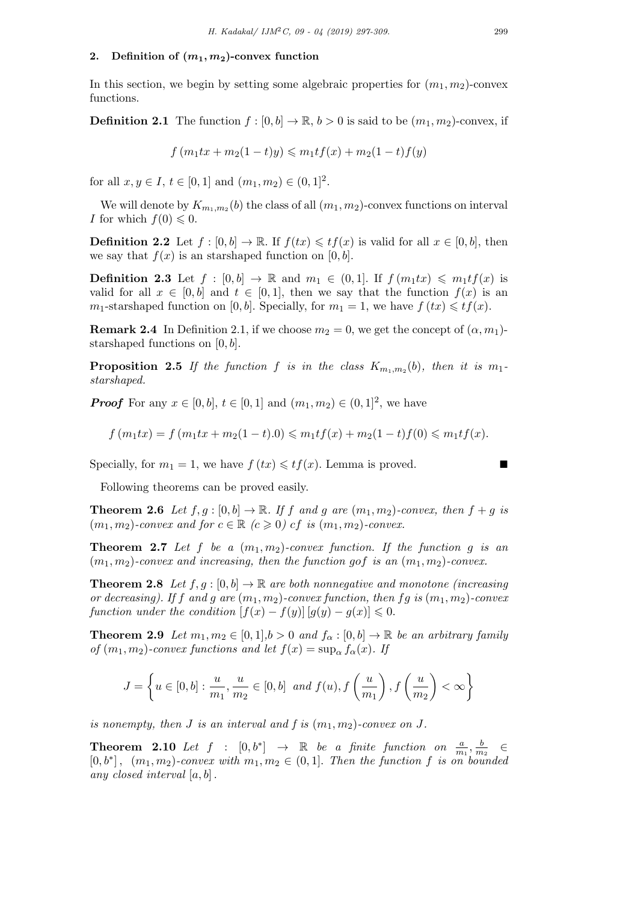## 2. Definition of $(m_1, m_2)$-convex function

In this section, we begin by setting some algebraic properties for $(m_1, m_2)$-convex functions.

**Definition 2.1** The function $f : [0, b] \to \mathbb{R}$, $b > 0$ is said to be $(m_1, m_2)$-convex, if

$$f(m_1 tx + m_2(1-t)y) \leqslant m_1 t f(x) + m_2(1-t)f(y)$$

for all $x, y \in I$, $t \in [0,1]$ and $(m_1, m_2) \in (0,1]^2$.

We will denote by $K_{m_1,m_2}(b)$ the class of all $(m_1, m_2)$-convex functions on interval $I$ for which $f(0) \leqslant 0$.

**Definition 2.2** Let $f : [0, b] \to \mathbb{R}$. If $f(tx) \leqslant tf(x)$ is valid for all $x \in [0, b]$, then we say that $f(x)$ is an starshaped function on $[0, b]$.

**Definition 2.3** Let $f : [0, b] \to \mathbb{R}$ and $m_1 \in (0, 1]$. If $f(m_1 tx) \leqslant m_1 t f(x)$ is valid for all $x \in [0, b]$ and $t \in [0, 1]$, then we say that the function $f(x)$ is an $m_1$-starshaped function on $[0, b]$. Specially, for $m_1 = 1$, we have $f(tx) \leqslant tf(x)$.

**Remark 2.4** In Definition 2.1, if we choose $m_2 = 0$, we get the concept of $(\alpha, m_1)$-starshaped functions on $[0, b]$.

**Proposition 2.5** *If the function $f$ is in the class $K_{m_1,m_2}(b)$, then it is $m_1$-starshaped.*

***Proof*** For any $x \in [0, b]$, $t \in [0, 1]$ and $(m_1, m_2) \in (0, 1]^2$, we have

$$f(m_1 tx) = f(m_1 tx + m_2(1-t).0) \leqslant m_1 t f(x) + m_2(1-t)f(0) \leqslant m_1 t f(x).$$

Specially, for $m_1 = 1$, we have $f(tx) \leqslant tf(x)$. Lemma is proved. ∎

Following theorems can be proved easily.

**Theorem 2.6** *Let $f, g : [0, b] \to \mathbb{R}$. If $f$ and $g$ are $(m_1, m_2)$-convex, then $f + g$ is $(m_1, m_2)$-convex and for $c \in \mathbb{R}$ ($c \geqslant 0$) $cf$ is $(m_1, m_2)$-convex.*

**Theorem 2.7** *Let $f$ be a $(m_1, m_2)$-convex function. If the function $g$ is an $(m_1, m_2)$-convex and increasing, then the function $gof$ is an $(m_1, m_2)$-convex.*

**Theorem 2.8** *Let $f, g : [0, b] \to \mathbb{R}$ are both nonnegative and monotone (increasing or decreasing). If $f$ and $g$ are $(m_1, m_2)$-convex function, then $fg$ is $(m_1, m_2)$-convex function under the condition $[f(x) - f(y)][g(y) - g(x)] \leqslant 0$.*

**Theorem 2.9** *Let $m_1, m_2 \in [0, 1]$, $b > 0$ and $f_\alpha : [0, b] \to \mathbb{R}$ be an arbitrary family of $(m_1, m_2)$-convex functions and let $f(x) = \sup_\alpha f_\alpha(x)$. If*

$$J = \left\{ u \in [0, b] : \frac{u}{m_1}, \frac{u}{m_2} \in [0, b] \text{ and } f(u), f\left(\frac{u}{m_1}\right), f\left(\frac{u}{m_2}\right) < \infty \right\}$$

*is nonempty, then $J$ is an interval and $f$ is $(m_1, m_2)$-convex on $J$.*

**Theorem 2.10** *Let $f : [0, b^*] \to \mathbb{R}$ be a finite function on $\frac{a}{m_1}, \frac{b}{m_2} \in [0, b^*]$, $(m_1, m_2)$-convex with $m_1, m_2 \in (0, 1]$. Then the function $f$ is on bounded any closed interval $[a, b]$.*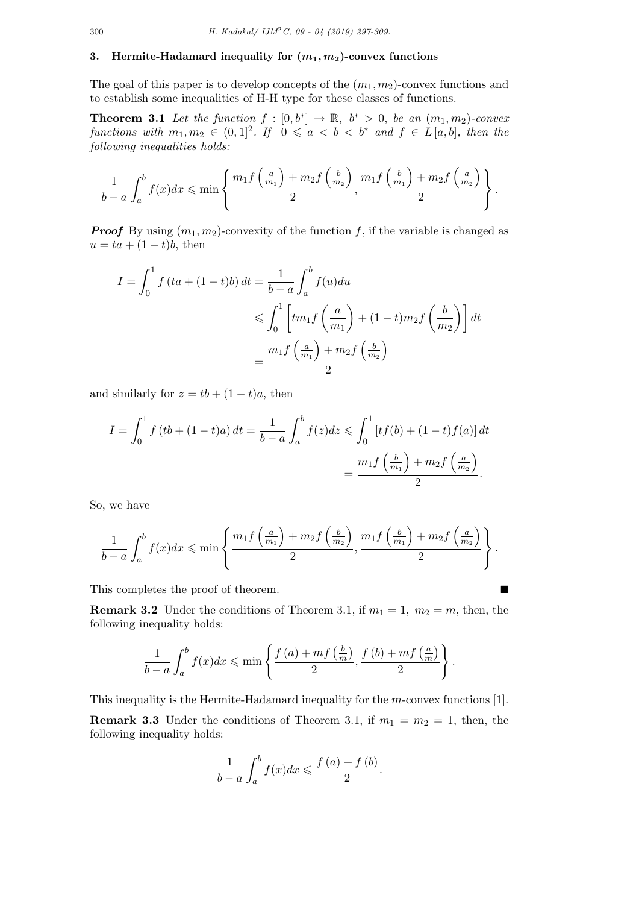## 3. Hermite-Hadamard inequality for $(m_1, m_2)$-convex functions

The goal of this paper is to develop concepts of the $(m_1, m_2)$-convex functions and to establish some inequalities of H-H type for these classes of functions.

**Theorem 3.1** *Let the function $f : [0, b^*] \to \mathbb{R}$, $b^* > 0$, be an $(m_1, m_2)$-convex functions with $m_1, m_2 \in (0, 1]^2$. If $0 \leqslant a < b < b^*$ and $f \in L[a, b]$, then the following inequalities holds:*

$$\frac{1}{b-a}\int_a^b f(x)dx \leqslant \min\left\{ \frac{m_1 f\left(\frac{a}{m_1}\right) + m_2 f\left(\frac{b}{m_2}\right)}{2}, \frac{m_1 f\left(\frac{b}{m_1}\right) + m_2 f\left(\frac{a}{m_2}\right)}{2} \right\}.$$

***Proof*** By using $(m_1, m_2)$-convexity of the function $f$, if the variable is changed as $u = ta + (1-t)b$, then

$$\begin{aligned} I = \int_0^1 f(ta + (1-t)b)\, dt &= \frac{1}{b-a}\int_a^b f(u)du \\ &\leqslant \int_0^1 \left[ t m_1 f\left(\frac{a}{m_1}\right) + (1-t) m_2 f\left(\frac{b}{m_2}\right) \right] dt \\ &= \frac{m_1 f\left(\frac{a}{m_1}\right) + m_2 f\left(\frac{b}{m_2}\right)}{2} \end{aligned}$$

and similarly for $z = tb + (1-t)a$, then

$$\begin{aligned} I = \int_0^1 f(tb + (1-t)a)\, dt = \frac{1}{b-a}\int_a^b f(z)dz &\leqslant \int_0^1 \left[ t f(b) + (1-t) f(a) \right] dt \\ &= \frac{m_1 f\left(\frac{b}{m_1}\right) + m_2 f\left(\frac{a}{m_2}\right)}{2}. \end{aligned}$$

So, we have

$$\frac{1}{b-a}\int_a^b f(x)dx \leqslant \min\left\{ \frac{m_1 f\left(\frac{a}{m_1}\right) + m_2 f\left(\frac{b}{m_2}\right)}{2}, \frac{m_1 f\left(\frac{b}{m_1}\right) + m_2 f\left(\frac{a}{m_2}\right)}{2} \right\}.$$

This completes the proof of theorem. ■

**Remark 3.2** Under the conditions of Theorem 3.1, if $m_1 = 1$, $m_2 = m$, then, the following inequality holds:

$$\frac{1}{b-a}\int_a^b f(x)dx \leqslant \min\left\{ \frac{f(a) + m f\left(\frac{b}{m}\right)}{2}, \frac{f(b) + m f\left(\frac{a}{m}\right)}{2} \right\}.$$

This inequality is the Hermite-Hadamard inequality for the $m$-convex functions [1].

**Remark 3.3** Under the conditions of Theorem 3.1, if $m_1 = m_2 = 1$, then, the following inequality holds:

$$\frac{1}{b-a}\int_a^b f(x)dx \leqslant \frac{f(a) + f(b)}{2}.$$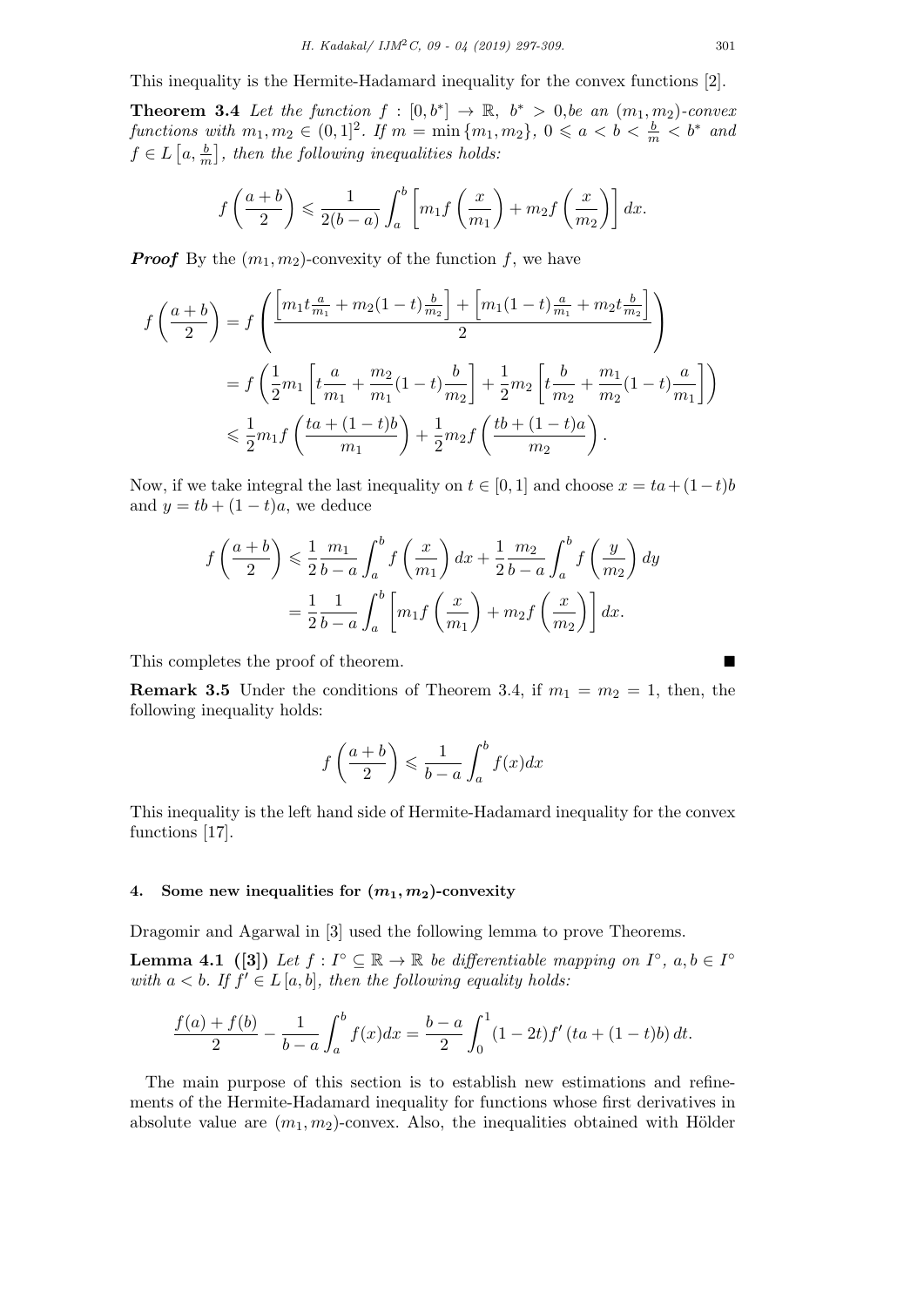This inequality is the Hermite-Hadamard inequality for the convex functions [2].

**Theorem 3.4** *Let the function $f : [0, b^*] \to \mathbb{R}$, $b^* > 0$,be an $(m_1, m_2)$-convex functions with $m_1, m_2 \in (0, 1]^2$. If $m = \min\{m_1, m_2\}$, $0 \leqslant a < b < \frac{b}{m} < b^*$ and $f \in L\left[a, \frac{b}{m}\right]$, then the following inequalities holds:*

$$f\left(\frac{a+b}{2}\right) \leqslant \frac{1}{2(b-a)} \int_a^b \left[m_1 f\left(\frac{x}{m_1}\right) + m_2 f\left(\frac{x}{m_2}\right)\right] dx.$$

***Proof*** By the $(m_1, m_2)$-convexity of the function $f$, we have

$$\begin{aligned}
f\left(\frac{a+b}{2}\right) &= f\left(\frac{\left[m_1 t \frac{a}{m_1} + m_2(1-t)\frac{b}{m_2}\right] + \left[m_1(1-t)\frac{a}{m_1} + m_2 t \frac{b}{m_2}\right]}{2}\right) \\
&= f\left(\frac{1}{2} m_1 \left[t\frac{a}{m_1} + \frac{m_2}{m_1}(1-t)\frac{b}{m_2}\right] + \frac{1}{2} m_2 \left[t\frac{b}{m_2} + \frac{m_1}{m_2}(1-t)\frac{a}{m_1}\right]\right) \\
&\leqslant \frac{1}{2} m_1 f\left(\frac{ta + (1-t)b}{m_1}\right) + \frac{1}{2} m_2 f\left(\frac{tb + (1-t)a}{m_2}\right).
\end{aligned}$$

Now, if we take integral the last inequality on $t \in [0, 1]$ and choose $x = ta + (1-t)b$ and $y = tb + (1-t)a$, we deduce

$$\begin{aligned}
f\left(\frac{a+b}{2}\right) &\leqslant \frac{1}{2}\frac{m_1}{b-a} \int_a^b f\left(\frac{x}{m_1}\right) dx + \frac{1}{2}\frac{m_2}{b-a} \int_a^b f\left(\frac{y}{m_2}\right) dy \\
&= \frac{1}{2}\frac{1}{b-a} \int_a^b \left[m_1 f\left(\frac{x}{m_1}\right) + m_2 f\left(\frac{x}{m_2}\right)\right] dx.
\end{aligned}$$

This completes the proof of theorem. ■

**Remark 3.5** Under the conditions of Theorem 3.4, if $m_1 = m_2 = 1$, then, the following inequality holds:

$$f\left(\frac{a+b}{2}\right) \leqslant \frac{1}{b-a} \int_a^b f(x) dx$$

This inequality is the left hand side of Hermite-Hadamard inequality for the convex functions [17].

## 4. Some new inequalities for $(m_1, m_2)$-convexity

Dragomir and Agarwal in [3] used the following lemma to prove Theorems.

**Lemma 4.1 ([3])** *Let $f : I^\circ \subseteq \mathbb{R} \to \mathbb{R}$ be differentiable mapping on $I^\circ$, $a, b \in I^\circ$ with $a < b$. If $f' \in L[a, b]$, then the following equality holds:*

$$\frac{f(a) + f(b)}{2} - \frac{1}{b-a} \int_a^b f(x) dx = \frac{b-a}{2} \int_0^1 (1-2t) f'(ta + (1-t)b)\, dt.$$

The main purpose of this section is to establish new estimations and refinements of the Hermite-Hadamard inequality for functions whose first derivatives in absolute value are $(m_1, m_2)$-convex. Also, the inequalities obtained with Hölder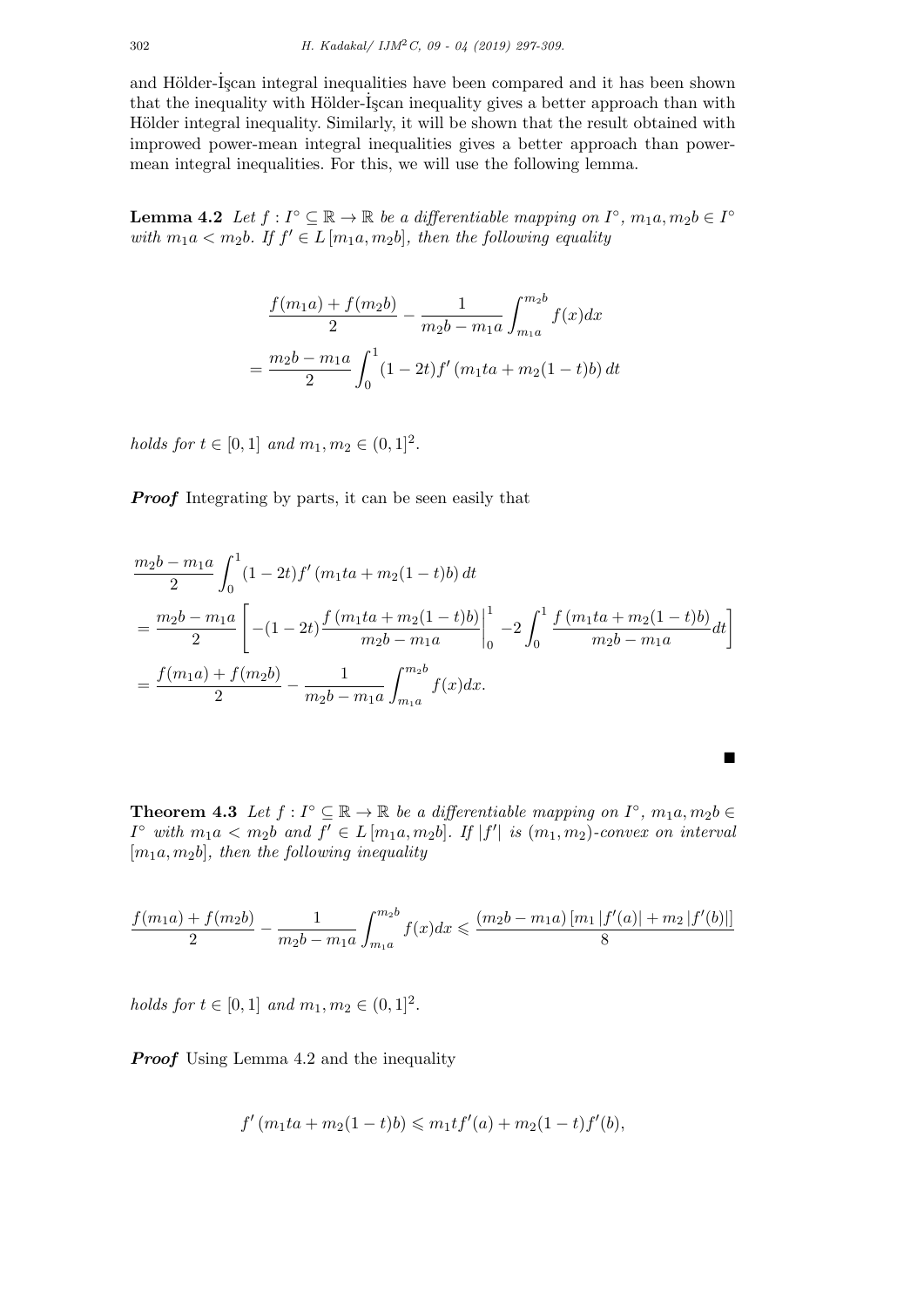and Hölder-İşcan integral inequalities have been compared and it has been shown that the inequality with Hölder-İşcan inequality gives a better approach than with Hölder integral inequality. Similarly, it will be shown that the result obtained with improwed power-mean integral inequalities gives a better approach than power-mean integral inequalities. For this, we will use the following lemma.

**Lemma 4.2** *Let $f : I^\circ \subseteq \mathbb{R} \to \mathbb{R}$ be a differentiable mapping on $I^\circ$, $m_1 a, m_2 b \in I^\circ$ with $m_1 a < m_2 b$. If $f' \in L[m_1 a, m_2 b]$, then the following equality*

$$
\begin{aligned}
&\frac{f(m_1 a) + f(m_2 b)}{2} - \frac{1}{m_2 b - m_1 a} \int_{m_1 a}^{m_2 b} f(x) dx \\
&= \frac{m_2 b - m_1 a}{2} \int_0^1 (1 - 2t) f'(m_1 t a + m_2 (1 - t) b) \, dt
\end{aligned}
$$

*holds for $t \in [0, 1]$ and $m_1, m_2 \in (0, 1]^2$.*

***Proof*** Integrating by parts, it can be seen easily that

$$
\begin{aligned}
&\frac{m_2 b - m_1 a}{2} \int_0^1 (1 - 2t) f'(m_1 t a + m_2 (1 - t) b) \, dt \\
&= \frac{m_2 b - m_1 a}{2} \left[ -(1 - 2t) \frac{f(m_1 t a + m_2 (1 - t) b)}{m_2 b - m_1 a} \bigg|_0^1 - 2 \int_0^1 \frac{f(m_1 t a + m_2 (1 - t) b)}{m_2 b - m_1 a} dt \right] \\
&= \frac{f(m_1 a) + f(m_2 b)}{2} - \frac{1}{m_2 b - m_1 a} \int_{m_1 a}^{m_2 b} f(x) dx.
\end{aligned}
$$

■

**Theorem 4.3** *Let $f : I^\circ \subseteq \mathbb{R} \to \mathbb{R}$ be a differentiable mapping on $I^\circ$, $m_1 a, m_2 b \in I^\circ$ with $m_1 a < m_2 b$ and $f' \in L[m_1 a, m_2 b]$. If $|f'|$ is $(m_1, m_2)$-convex on interval $[m_1 a, m_2 b]$, then the following inequality*

$$
\frac{f(m_1 a) + f(m_2 b)}{2} - \frac{1}{m_2 b - m_1 a} \int_{m_1 a}^{m_2 b} f(x) dx \leqslant \frac{(m_2 b - m_1 a) \left[ m_1 |f'(a)| + m_2 |f'(b)| \right]}{8}
$$

*holds for $t \in [0, 1]$ and $m_1, m_2 \in (0, 1]^2$.*

***Proof*** Using Lemma 4.2 and the inequality

$$
f'(m_1 t a + m_2 (1 - t) b) \leqslant m_1 t f'(a) + m_2 (1 - t) f'(b),
$$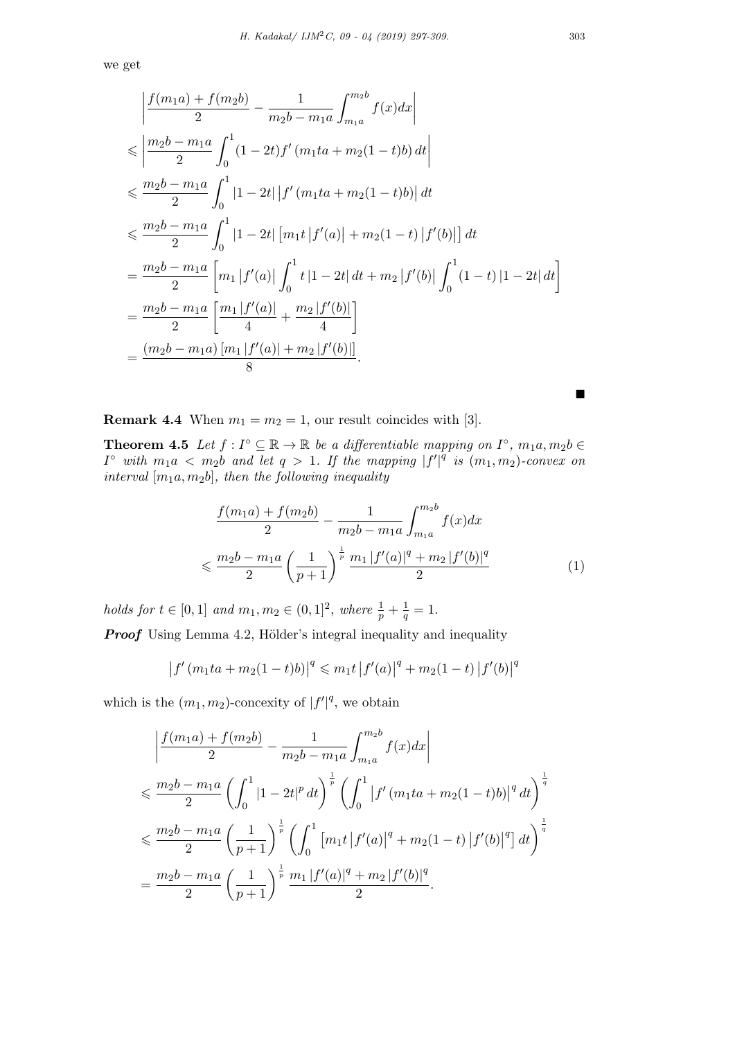we get

$$
\begin{aligned}
&\left|\frac{f(m_1a)+f(m_2b)}{2}-\frac{1}{m_2b-m_1a}\int_{m_1a}^{m_2b}f(x)dx\right| \\
&\leqslant \left|\frac{m_2b-m_1a}{2}\int_0^1(1-2t)f'\left(m_1ta+m_2(1-t)b\right)dt\right| \\
&\leqslant \frac{m_2b-m_1a}{2}\int_0^1|1-2t|\left|f'\left(m_1ta+m_2(1-t)b\right)\right|dt \\
&\leqslant \frac{m_2b-m_1a}{2}\int_0^1|1-2t|\left[m_1t\left|f'(a)\right|+m_2(1-t)\left|f'(b)\right|\right]dt \\
&= \frac{m_2b-m_1a}{2}\left[m_1\left|f'(a)\right|\int_0^1 t\,|1-2t|\,dt+m_2\left|f'(b)\right|\int_0^1(1-t)\,|1-2t|\,dt\right] \\
&= \frac{m_2b-m_1a}{2}\left[\frac{m_1\left|f'(a)\right|}{4}+\frac{m_2\left|f'(b)\right|}{4}\right] \\
&= \frac{(m_2b-m_1a)\left[m_1\left|f'(a)\right|+m_2\left|f'(b)\right|\right]}{8}.
\end{aligned}
$$

■

**Remark 4.4** When $m_1 = m_2 = 1$, our result coincides with [3].

**Theorem 4.5** *Let $f : I^\circ \subseteq \mathbb{R} \to \mathbb{R}$ be a differentiable mapping on $I^\circ$, $m_1a, m_2b \in I^\circ$ with $m_1a < m_2b$ and let $q > 1$. If the mapping $|f'|^q$ is $(m_1, m_2)$-convex on interval $[m_1a, m_2b]$, then the following inequality*

$$
\begin{aligned}
&\frac{f(m_1a)+f(m_2b)}{2}-\frac{1}{m_2b-m_1a}\int_{m_1a}^{m_2b}f(x)dx \\
&\leqslant \frac{m_2b-m_1a}{2}\left(\frac{1}{p+1}\right)^{\frac{1}{p}}\frac{m_1\left|f'(a)\right|^q+m_2\left|f'(b)\right|^q}{2} \qquad (1)
\end{aligned}
$$

*holds for $t \in [0,1]$ and $m_1, m_2 \in (0,1]^2$, where $\frac{1}{p}+\frac{1}{q}=1$.*

***Proof*** Using Lemma 4.2, Hölder's integral inequality and inequality

$$
\left|f'\left(m_1ta+m_2(1-t)b\right)\right|^q \leqslant m_1t\left|f'(a)\right|^q+m_2(1-t)\left|f'(b)\right|^q
$$

which is the $(m_1, m_2)$-concexity of $|f'|^q$, we obtain

$$
\begin{aligned}
&\left|\frac{f(m_1a)+f(m_2b)}{2}-\frac{1}{m_2b-m_1a}\int_{m_1a}^{m_2b}f(x)dx\right| \\
&\leqslant \frac{m_2b-m_1a}{2}\left(\int_0^1|1-2t|^p\,dt\right)^{\frac{1}{p}}\left(\int_0^1\left|f'\left(m_1ta+m_2(1-t)b\right)\right|^q dt\right)^{\frac{1}{q}} \\
&\leqslant \frac{m_2b-m_1a}{2}\left(\frac{1}{p+1}\right)^{\frac{1}{p}}\left(\int_0^1\left[m_1t\left|f'(a)\right|^q+m_2(1-t)\left|f'(b)\right|^q\right]dt\right)^{\frac{1}{q}} \\
&= \frac{m_2b-m_1a}{2}\left(\frac{1}{p+1}\right)^{\frac{1}{p}}\frac{m_1\left|f'(a)\right|^q+m_2\left|f'(b)\right|^q}{2}.
\end{aligned}
$$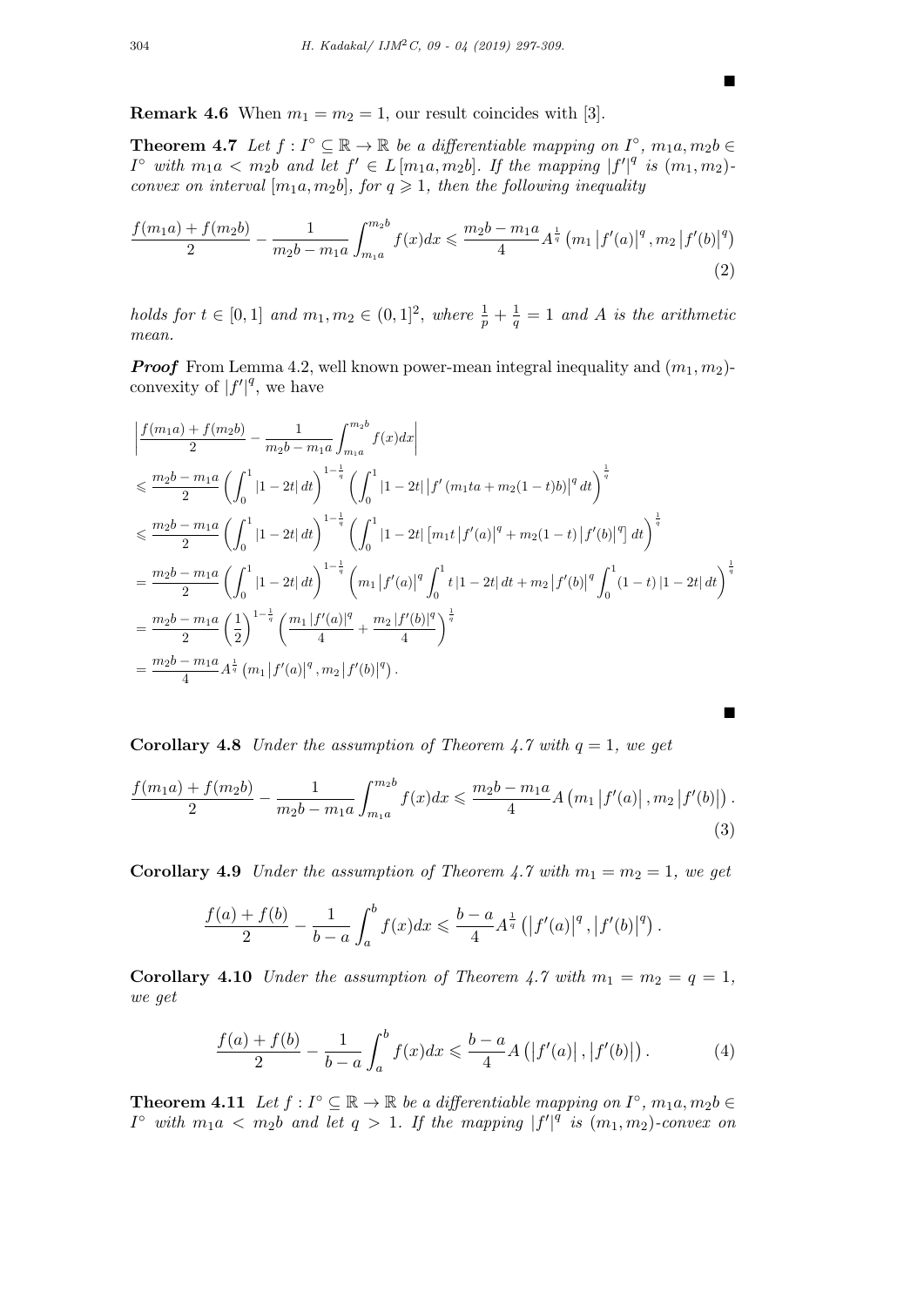■

**Remark 4.6** When $m_1 = m_2 = 1$, our result coincides with [3].

**Theorem 4.7** *Let $f : I^\circ \subseteq \mathbb{R} \to \mathbb{R}$ be a differentiable mapping on $I^\circ$, $m_1 a, m_2 b \in I^\circ$ with $m_1 a < m_2 b$ and let $f' \in L[m_1 a, m_2 b]$. If the mapping $|f'|^q$ is $(m_1, m_2)$-convex on interval $[m_1 a, m_2 b]$, for $q \geqslant 1$, then the following inequality*

$$\frac{f(m_1 a) + f(m_2 b)}{2} - \frac{1}{m_2 b - m_1 a} \int_{m_1 a}^{m_2 b} f(x)dx \leqslant \frac{m_2 b - m_1 a}{4} A^{\frac{1}{q}} \left( m_1 \left|f'(a)\right|^q, m_2 \left|f'(b)\right|^q \right) \tag{2}$$

*holds for $t \in [0, 1]$ and $m_1, m_2 \in (0, 1]^2$, where $\frac{1}{p} + \frac{1}{q} = 1$ and $A$ is the arithmetic mean.*

***Proof*** From Lemma 4.2, well known power-mean integral inequality and $(m_1, m_2)$-convexity of $|f'|^q$, we have

$$\begin{aligned}
&\left| \frac{f(m_1 a) + f(m_2 b)}{2} - \frac{1}{m_2 b - m_1 a} \int_{m_1 a}^{m_2 b} f(x)dx \right| \\
&\leqslant \frac{m_2 b - m_1 a}{2} \left( \int_0^1 |1 - 2t| \, dt \right)^{1-\frac{1}{q}} \left( \int_0^1 |1 - 2t| \left| f'\left(m_1 t a + m_2 (1-t) b\right) \right|^q dt \right)^{\frac{1}{q}} \\
&\leqslant \frac{m_2 b - m_1 a}{2} \left( \int_0^1 |1 - 2t| \, dt \right)^{1-\frac{1}{q}} \left( \int_0^1 |1 - 2t| \left[ m_1 t \left|f'(a)\right|^q + m_2 (1-t) \left|f'(b)\right|^q \right] dt \right)^{\frac{1}{q}} \\
&= \frac{m_2 b - m_1 a}{2} \left( \int_0^1 |1 - 2t| \, dt \right)^{1-\frac{1}{q}} \left( m_1 \left|f'(a)\right|^q \int_0^1 t \, |1 - 2t| \, dt + m_2 \left|f'(b)\right|^q \int_0^1 (1-t) \, |1 - 2t| \, dt \right)^{\frac{1}{q}} \\
&= \frac{m_2 b - m_1 a}{2} \left( \frac{1}{2} \right)^{1-\frac{1}{q}} \left( \frac{m_1 \left|f'(a)\right|^q}{4} + \frac{m_2 \left|f'(b)\right|^q}{4} \right)^{\frac{1}{q}} \\
&= \frac{m_2 b - m_1 a}{4} A^{\frac{1}{q}} \left( m_1 \left|f'(a)\right|^q, m_2 \left|f'(b)\right|^q \right).
\end{aligned}$$

■

**Corollary 4.8** *Under the assumption of Theorem 4.7 with $q = 1$, we get*

$$\frac{f(m_1 a) + f(m_2 b)}{2} - \frac{1}{m_2 b - m_1 a} \int_{m_1 a}^{m_2 b} f(x)dx \leqslant \frac{m_2 b - m_1 a}{4} A \left( m_1 \left|f'(a)\right|, m_2 \left|f'(b)\right| \right). \tag{3}$$

**Corollary 4.9** *Under the assumption of Theorem 4.7 with $m_1 = m_2 = 1$, we get*

$$\frac{f(a) + f(b)}{2} - \frac{1}{b - a} \int_a^b f(x)dx \leqslant \frac{b - a}{4} A^{\frac{1}{q}} \left( \left|f'(a)\right|^q, \left|f'(b)\right|^q \right).$$

**Corollary 4.10** *Under the assumption of Theorem 4.7 with $m_1 = m_2 = q = 1$, we get*

$$\frac{f(a) + f(b)}{2} - \frac{1}{b - a} \int_a^b f(x)dx \leqslant \frac{b - a}{4} A \left( \left|f'(a)\right|, \left|f'(b)\right| \right). \tag{4}$$

**Theorem 4.11** *Let $f : I^\circ \subseteq \mathbb{R} \to \mathbb{R}$ be a differentiable mapping on $I^\circ$, $m_1 a, m_2 b \in I^\circ$ with $m_1 a < m_2 b$ and let $q > 1$. If the mapping $|f'|^q$ is $(m_1, m_2)$-convex on*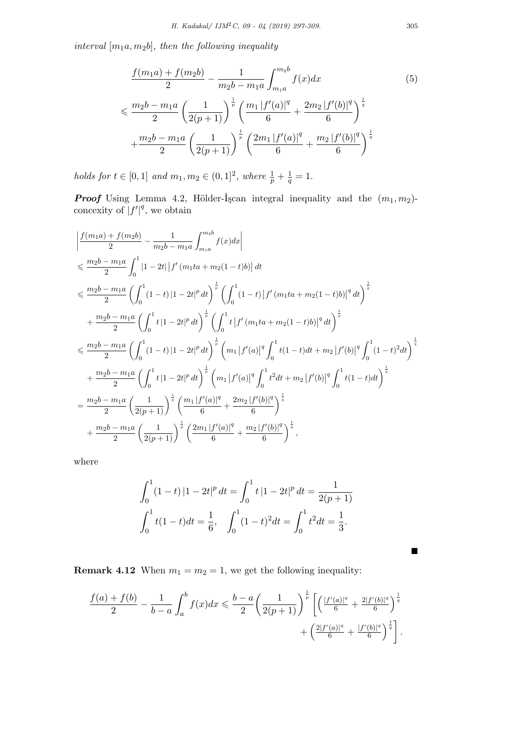*interval* $[m_1a, m_2b]$, *then the following inequality*

$$\begin{aligned}
&\frac{f(m_1a)+f(m_2b)}{2}-\frac{1}{m_2b-m_1a}\int_{m_1a}^{m_2b}f(x)dx \qquad (5)\\
&\leqslant \frac{m_2b-m_1a}{2}\left(\frac{1}{2(p+1)}\right)^{\frac{1}{p}}\left(\frac{m_1\left|f'(a)\right|^q}{6}+\frac{2m_2\left|f'(b)\right|^q}{6}\right)^{\frac{1}{q}}\\
&+\frac{m_2b-m_1a}{2}\left(\frac{1}{2(p+1)}\right)^{\frac{1}{p}}\left(\frac{2m_1\left|f'(a)\right|^q}{6}+\frac{m_2\left|f'(b)\right|^q}{6}\right)^{\frac{1}{q}}
\end{aligned}$$

*holds for* $t\in[0,1]$ *and* $m_1, m_2 \in (0,1]^2$, *where* $\frac{1}{p}+\frac{1}{q}=1$.

***Proof*** Using Lemma 4.2, Hölder-İşcan integral inequality and the $(m_1, m_2)$-concexity of $|f'|^q$, we obtain

$$\begin{aligned}
&\left|\frac{f(m_1a)+f(m_2b)}{2}-\frac{1}{m_2b-m_1a}\int_{m_1a}^{m_2b}f(x)dx\right|\\
&\leqslant \frac{m_2b-m_1a}{2}\int_0^1|1-2t|\left|f'\left(m_1ta+m_2(1-t)b\right)\right|dt\\
&\leqslant \frac{m_2b-m_1a}{2}\left(\int_0^1(1-t)\left|1-2t\right|^p dt\right)^{\frac{1}{p}}\left(\int_0^1(1-t)\left|f'\left(m_1ta+m_2(1-t)b\right)\right|^q dt\right)^{\frac{1}{q}}\\
&+\frac{m_2b-m_1a}{2}\left(\int_0^1 t\left|1-2t\right|^p dt\right)^{\frac{1}{p}}\left(\int_0^1 t\left|f'\left(m_1ta+m_2(1-t)b\right)\right|^q dt\right)^{\frac{1}{q}}\\
&\leqslant \frac{m_2b-m_1a}{2}\left(\int_0^1(1-t)\left|1-2t\right|^p dt\right)^{\frac{1}{p}}\left(m_1\left|f'(a)\right|^q\int_0^1 t(1-t)dt+m_2\left|f'(b)\right|^q\int_0^1(1-t)^2dt\right)^{\frac{1}{q}}\\
&+\frac{m_2b-m_1a}{2}\left(\int_0^1 t\left|1-2t\right|^p dt\right)^{\frac{1}{p}}\left(m_1\left|f'(a)\right|^q\int_0^1 t^2dt+m_2\left|f'(b)\right|^q\int_0^1 t(1-t)dt\right)^{\frac{1}{q}}\\
&=\frac{m_2b-m_1a}{2}\left(\frac{1}{2(p+1)}\right)^{\frac{1}{p}}\left(\frac{m_1\left|f'(a)\right|^q}{6}+\frac{2m_2\left|f'(b)\right|^q}{6}\right)^{\frac{1}{q}}\\
&+\frac{m_2b-m_1a}{2}\left(\frac{1}{2(p+1)}\right)^{\frac{1}{p}}\left(\frac{2m_1\left|f'(a)\right|^q}{6}+\frac{m_2\left|f'(b)\right|^q}{6}\right)^{\frac{1}{q}},
\end{aligned}$$

where

$$\int_0^1(1-t)\left|1-2t\right|^p dt=\int_0^1 t\left|1-2t\right|^p dt=\frac{1}{2(p+1)}$$

$$\int_0^1 t(1-t)dt=\frac{1}{6},\quad \int_0^1(1-t)^2dt=\int_0^1 t^2dt=\frac{1}{3}.$$

■

**Remark 4.12** When $m_1=m_2=1$, we get the following inequality:

$$\frac{f(a)+f(b)}{2}-\frac{1}{b-a}\int_a^b f(x)dx\leqslant\frac{b-a}{2}\left(\frac{1}{2(p+1)}\right)^{\frac{1}{p}}\left[\left(\frac{|f'(a)|^q}{6}+\frac{2|f'(b)|^q}{6}\right)^{\frac{1}{q}}+\left(\frac{2|f'(a)|^q}{6}+\frac{|f'(b)|^q}{6}\right)^{\frac{1}{q}}\right].$$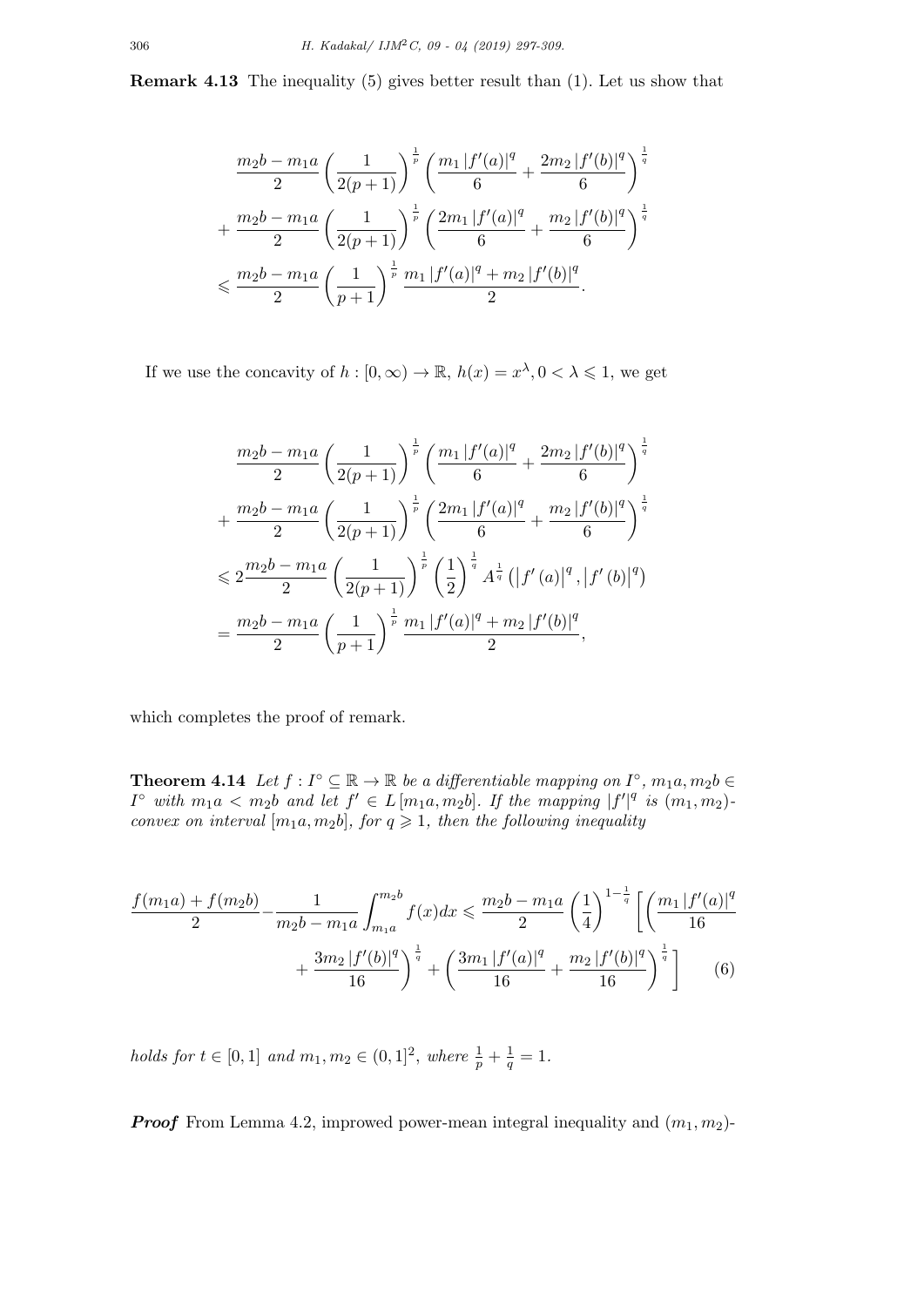**Remark 4.13** The inequality (5) gives better result than (1). Let us show that

$$
\begin{aligned}
&\frac{m_2 b - m_1 a}{2}\left(\frac{1}{2(p+1)}\right)^{\frac{1}{p}}\left(\frac{m_1|f'(a)|^q}{6}+\frac{2m_2|f'(b)|^q}{6}\right)^{\frac{1}{q}} \\
&+\frac{m_2 b - m_1 a}{2}\left(\frac{1}{2(p+1)}\right)^{\frac{1}{p}}\left(\frac{2m_1|f'(a)|^q}{6}+\frac{m_2|f'(b)|^q}{6}\right)^{\frac{1}{q}} \\
&\leqslant \frac{m_2 b - m_1 a}{2}\left(\frac{1}{p+1}\right)^{\frac{1}{p}}\frac{m_1|f'(a)|^q+m_2|f'(b)|^q}{2}.
\end{aligned}
$$

If we use the concavity of $h:[0,\infty)\to\mathbb{R}$, $h(x)=x^{\lambda}, 0<\lambda\leqslant 1$, we get

$$
\begin{aligned}
&\frac{m_2 b - m_1 a}{2}\left(\frac{1}{2(p+1)}\right)^{\frac{1}{p}}\left(\frac{m_1|f'(a)|^q}{6}+\frac{2m_2|f'(b)|^q}{6}\right)^{\frac{1}{q}} \\
&+\frac{m_2 b - m_1 a}{2}\left(\frac{1}{2(p+1)}\right)^{\frac{1}{p}}\left(\frac{2m_1|f'(a)|^q}{6}+\frac{m_2|f'(b)|^q}{6}\right)^{\frac{1}{q}} \\
&\leqslant 2\frac{m_2 b - m_1 a}{2}\left(\frac{1}{2(p+1)}\right)^{\frac{1}{p}}\left(\frac{1}{2}\right)^{\frac{1}{q}}A^{\frac{1}{q}}\left(\left|f'(a)\right|^q,\left|f'(b)\right|^q\right) \\
&=\frac{m_2 b - m_1 a}{2}\left(\frac{1}{p+1}\right)^{\frac{1}{p}}\frac{m_1|f'(a)|^q+m_2|f'(b)|^q}{2},
\end{aligned}
$$

which completes the proof of remark.

**Theorem 4.14** *Let $f: I^{\circ}\subseteq\mathbb{R}\to\mathbb{R}$ be a differentiable mapping on $I^{\circ}$, $m_1a, m_2b\in I^{\circ}$ with $m_1a<m_2b$ and let $f'\in L[m_1a,m_2b]$. If the mapping $|f'|^q$ is $(m_1,m_2)$-convex on interval $[m_1a,m_2b]$, for $q\geqslant 1$, then the following inequality*

$$
\begin{aligned}
\frac{f(m_1a)+f(m_2b)}{2}-\frac{1}{m_2b-m_1a}\int_{m_1a}^{m_2b}f(x)dx \leqslant \frac{m_2b-m_1a}{2}\left(\frac{1}{4}\right)^{1-\frac{1}{q}}\Bigg[\left(\frac{m_1|f'(a)|^q}{16}\right. \\
\left.+\frac{3m_2|f'(b)|^q}{16}\right)^{\frac{1}{q}}+\left(\frac{3m_1|f'(a)|^q}{16}+\frac{m_2|f'(b)|^q}{16}\right)^{\frac{1}{q}}\Bigg] \qquad (6)
\end{aligned}
$$

*holds for $t\in[0,1]$ and $m_1,m_2\in(0,1]^2$, where $\frac{1}{p}+\frac{1}{q}=1$.*

***Proof*** From Lemma 4.2, improwed power-mean integral inequality and $(m_1,m_2)$-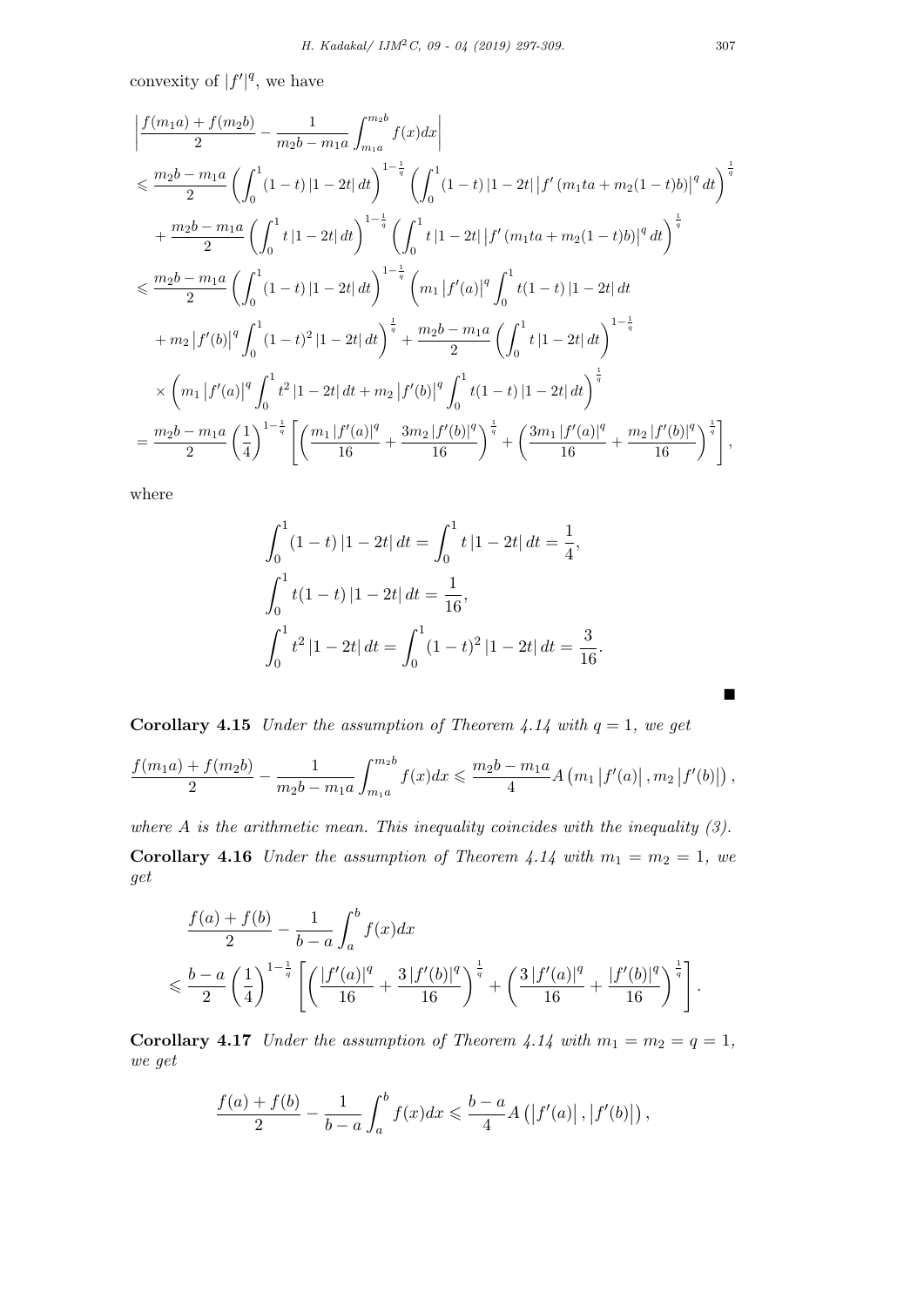convexity of $|f'|^q$, we have

$$
\begin{aligned}
&\left|\frac{f(m_1a)+f(m_2b)}{2}-\frac{1}{m_2b-m_1a}\int_{m_1a}^{m_2b}f(x)dx\right| \\
&\leqslant \frac{m_2b-m_1a}{2}\left(\int_0^1(1-t)\left|1-2t\right|dt\right)^{1-\frac{1}{q}}\left(\int_0^1(1-t)\left|1-2t\right|\left|f'\left(m_1ta+m_2(1-t)b\right)\right|^q dt\right)^{\frac{1}{q}} \\
&\quad+\frac{m_2b-m_1a}{2}\left(\int_0^1 t\left|1-2t\right|dt\right)^{1-\frac{1}{q}}\left(\int_0^1 t\left|1-2t\right|\left|f'\left(m_1ta+m_2(1-t)b\right)\right|^q dt\right)^{\frac{1}{q}} \\
&\leqslant \frac{m_2b-m_1a}{2}\left(\int_0^1(1-t)\left|1-2t\right|dt\right)^{1-\frac{1}{q}}\left(m_1\left|f'(a)\right|^q\int_0^1 t(1-t)\left|1-2t\right|dt\right. \\
&\quad\left.+m_2\left|f'(b)\right|^q\int_0^1(1-t)^2\left|1-2t\right|dt\right)^{\frac{1}{q}}+\frac{m_2b-m_1a}{2}\left(\int_0^1 t\left|1-2t\right|dt\right)^{1-\frac{1}{q}} \\
&\quad\times\left(m_1\left|f'(a)\right|^q\int_0^1 t^2\left|1-2t\right|dt+m_2\left|f'(b)\right|^q\int_0^1 t(1-t)\left|1-2t\right|dt\right)^{\frac{1}{q}} \\
&=\frac{m_2b-m_1a}{2}\left(\frac{1}{4}\right)^{1-\frac{1}{q}}\left[\left(\frac{m_1\left|f'(a)\right|^q}{16}+\frac{3m_2\left|f'(b)\right|^q}{16}\right)^{\frac{1}{q}}+\left(\frac{3m_1\left|f'(a)\right|^q}{16}+\frac{m_2\left|f'(b)\right|^q}{16}\right)^{\frac{1}{q}}\right],
\end{aligned}
$$

where

$$
\begin{aligned}
&\int_0^1(1-t)\left|1-2t\right|dt=\int_0^1 t\left|1-2t\right|dt=\frac{1}{4}, \\
&\int_0^1 t(1-t)\left|1-2t\right|dt=\frac{1}{16}, \\
&\int_0^1 t^2\left|1-2t\right|dt=\int_0^1(1-t)^2\left|1-2t\right|dt=\frac{3}{16}.
\end{aligned}
$$

■

**Corollary 4.15** *Under the assumption of Theorem 4.14 with $q=1$, we get*

$$
\frac{f(m_1a)+f(m_2b)}{2}-\frac{1}{m_2b-m_1a}\int_{m_1a}^{m_2b}f(x)dx\leqslant\frac{m_2b-m_1a}{4}A\left(m_1\left|f'(a)\right|,m_2\left|f'(b)\right|\right),
$$

*where $A$ is the arithmetic mean. This inequality coincides with the inequality (3).*

**Corollary 4.16** *Under the assumption of Theorem 4.14 with $m_1=m_2=1$, we get*

$$
\begin{aligned}
&\frac{f(a)+f(b)}{2}-\frac{1}{b-a}\int_a^b f(x)dx \\
&\leqslant\frac{b-a}{2}\left(\frac{1}{4}\right)^{1-\frac{1}{q}}\left[\left(\frac{\left|f'(a)\right|^q}{16}+\frac{3\left|f'(b)\right|^q}{16}\right)^{\frac{1}{q}}+\left(\frac{3\left|f'(a)\right|^q}{16}+\frac{\left|f'(b)\right|^q}{16}\right)^{\frac{1}{q}}\right].
\end{aligned}
$$

**Corollary 4.17** *Under the assumption of Theorem 4.14 with $m_1=m_2=q=1$, we get*

$$
\frac{f(a)+f(b)}{2}-\frac{1}{b-a}\int_a^b f(x)dx\leqslant\frac{b-a}{4}A\left(\left|f'(a)\right|,\left|f'(b)\right|\right),
$$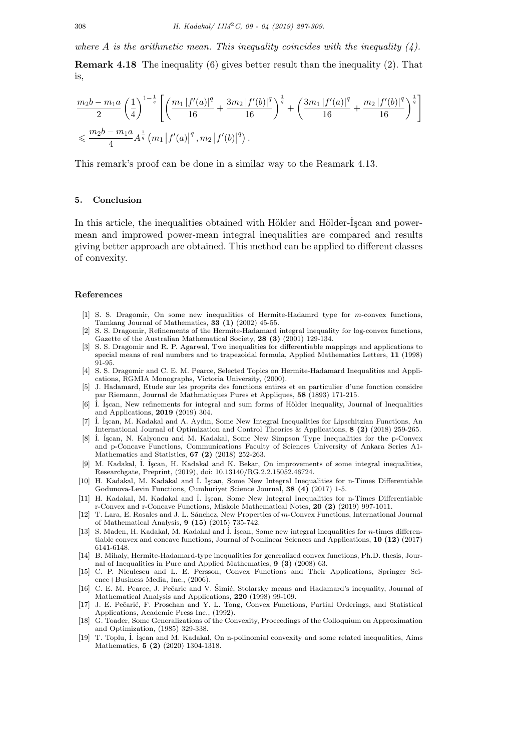*where $A$ is the arithmetic mean. This inequality coincides with the inequality (4).*

**Remark 4.18** The inequality (6) gives better result than the inequality (2). That is,

$$\frac{m_2 b - m_1 a}{2}\left(\frac{1}{4}\right)^{1-\frac{1}{q}}\left[\left(\frac{m_1\left|f'(a)\right|^q}{16}+\frac{3m_2\left|f'(b)\right|^q}{16}\right)^{\frac{1}{q}}+\left(\frac{3m_1\left|f'(a)\right|^q}{16}+\frac{m_2\left|f'(b)\right|^q}{16}\right)^{\frac{1}{q}}\right]$$
$$\leqslant \frac{m_2 b - m_1 a}{4} A^{\frac{1}{q}}\left(m_1\left|f'(a)\right|^q, m_2\left|f'(b)\right|^q\right).$$

This remark's proof can be done in a similar way to the Reamark 4.13.

## 5. Conclusion

In this article, the inequalities obtained with Hölder and Hölder-İşcan and power-mean and improwed power-mean integral inequalities are compared and results giving better approach are obtained. This method can be applied to different classes of convexity.

## References

[1] S. S. Dragomir, On some new inequalities of Hermite-Hadamrd type for $m$-convex functions, Tamkang Journal of Mathematics, **33 (1)** (2002) 45-55.

[2] S. S. Dragomir, Refinements of the Hermite-Hadamard integral inequality for log-convex functions, Gazette of the Australian Mathematical Society, **28 (3)** (2001) 129-134.

[3] S. S. Dragomir and R. P. Agarwal, Two inequalities for differentiable mappings and applications to special means of real numbers and to trapezoidal formula, Applied Mathematics Letters, **11** (1998) 91-95.

[4] S. S. Dragomir and C. E. M. Pearce, Selected Topics on Hermite-Hadamard Inequalities and Applications, RGMIA Monographs, Victoria University, (2000).

[5] J. Hadamard, Etude sur les proprits des fonctions entires et en particulier d'une fonction considre par Riemann, Journal de Mathmatiques Pures et Appliques, **58** (1893) 171-215.

[6] İ. İşcan, New refinements for integral and sum forms of Hölder inequality, Journal of Inequalities and Applications, **2019** (2019) 304.

[7] İ. İşcan, M. Kadakal and A. Aydın, Some New Integral Inequalities for Lipschitzian Functions, An International Journal of Optimization and Control Theories & Applications, **8 (2)** (2018) 259-265.

[8] İ. İşcan, N. Kalyoncu and M. Kadakal, Some New Simpson Type Inequalities for the p-Convex and p-Concave Functions, Communications Faculty of Sciences University of Ankara Series A1-Mathematics and Statistics, **67 (2)** (2018) 252-263.

[9] M. Kadakal, İ. İşcan, H. Kadakal and K. Bekar, On improvements of some integral inequalities, Researchgate, Preprint, (2019), doi: 10.13140/RG.2.2.15052.46724.

[10] H. Kadakal, M. Kadakal and İ. İşcan, Some New Integral Inequalities for n-Times Differentiable Godunova-Levin Functions, Cumhuriyet Science Journal, **38 (4)** (2017) 1-5.

[11] H. Kadakal, M. Kadakal and İ. İşcan, Some New Integral Inequalities for n-Times Differentiable r-Convex and r-Concave Functions, Miskolc Mathematical Notes, **20 (2)** (2019) 997-1011.

[12] T. Lara, E. Rosales and J. L. Sánchez, New Properties of $m$-Convex Functions, International Journal of Mathematical Analysis, **9 (15)** (2015) 735-742.

[13] S. Maden, H. Kadakal, M. Kadakal and İ. İşcan, Some new integral inequalities for $n$-times differentiable convex and concave functions, Journal of Nonlinear Sciences and Applications, **10 (12)** (2017) 6141-6148.

[14] B. Mihaly, Hermite-Hadamard-type inequalities for generalized convex functions, Ph.D. thesis, Journal of Inequalities in Pure and Applied Mathematics, **9 (3)** (2008) 63.

[15] C. P. Niculescu and L. E. Persson, Convex Functions and Their Applications, Springer Science+Business Media, Inc., (2006).

[16] C. E. M. Pearce, J. Pečaric and V. Šimić, Stolarsky means and Hadamard's inequality, Journal of Mathematical Analysis and Applications, **220** (1998) 99-109.

[17] J. E. Pečarić, F. Proschan and Y. L. Tong, Convex Functions, Partial Orderings, and Statistical Applications, Academic Press Inc., (1992).

[18] G. Toader, Some Generalizations of the Convexity, Proceedings of the Colloquium on Approximation and Optimization, (1985) 329-338.

[19] T. Toplu, İ. İşcan and M. Kadakal, On n-polinomial convexity and some related inequalities, Aims Mathematics, **5 (2)** (2020) 1304-1318.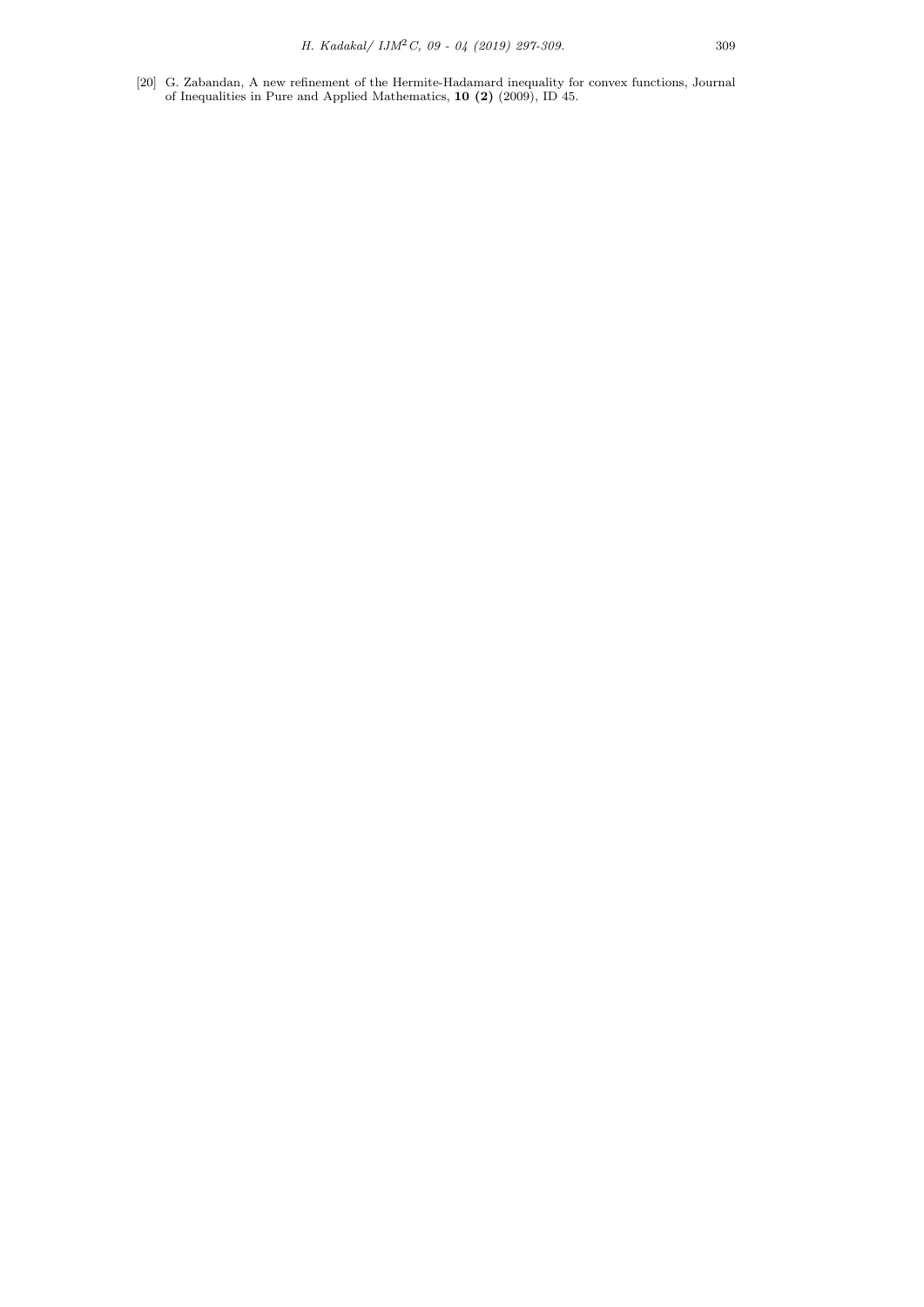[20] G. Zabandan, A new refinement of the Hermite-Hadamard inequality for convex functions, Journal of Inequalities in Pure and Applied Mathematics, **10 (2)** (2009), ID 45.